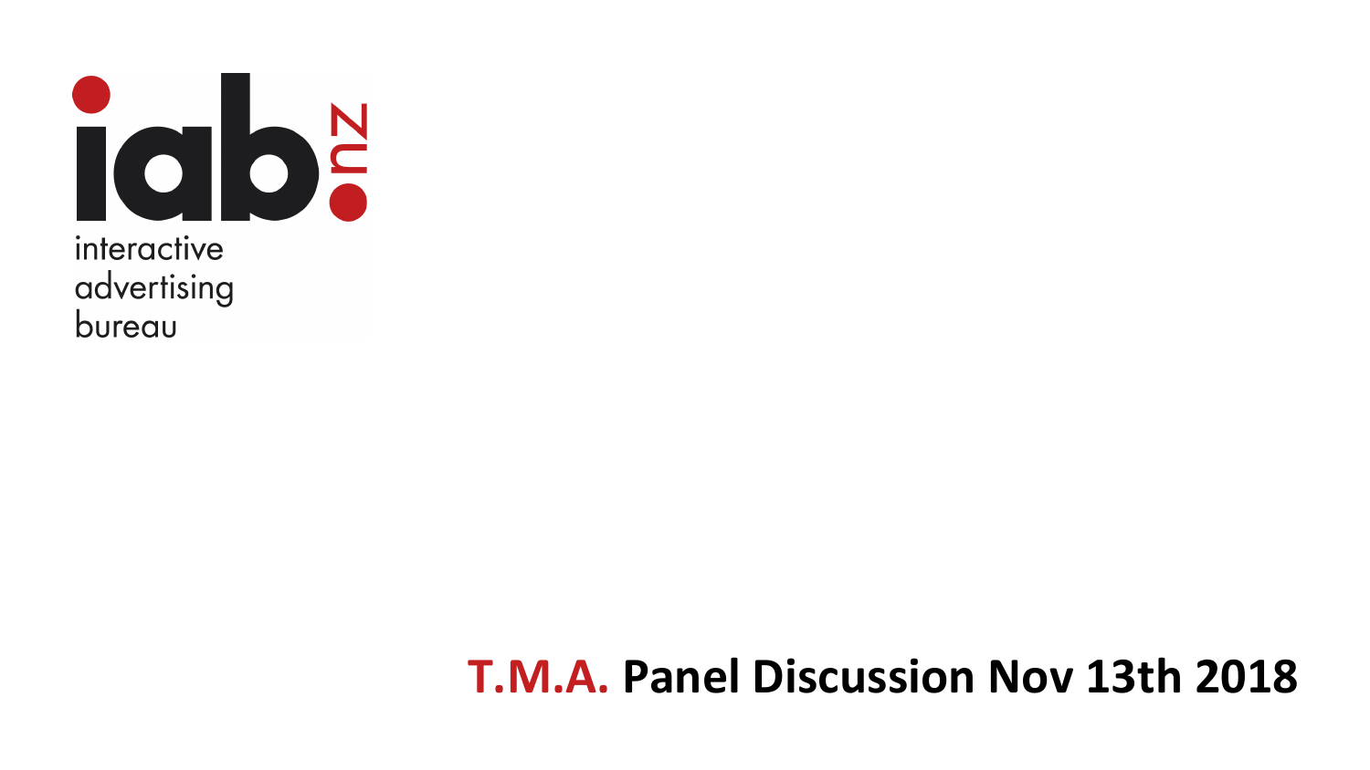iab.nz

interactive
advertising
bureau

# T.M.A. Panel Discussion Nov 13th 2018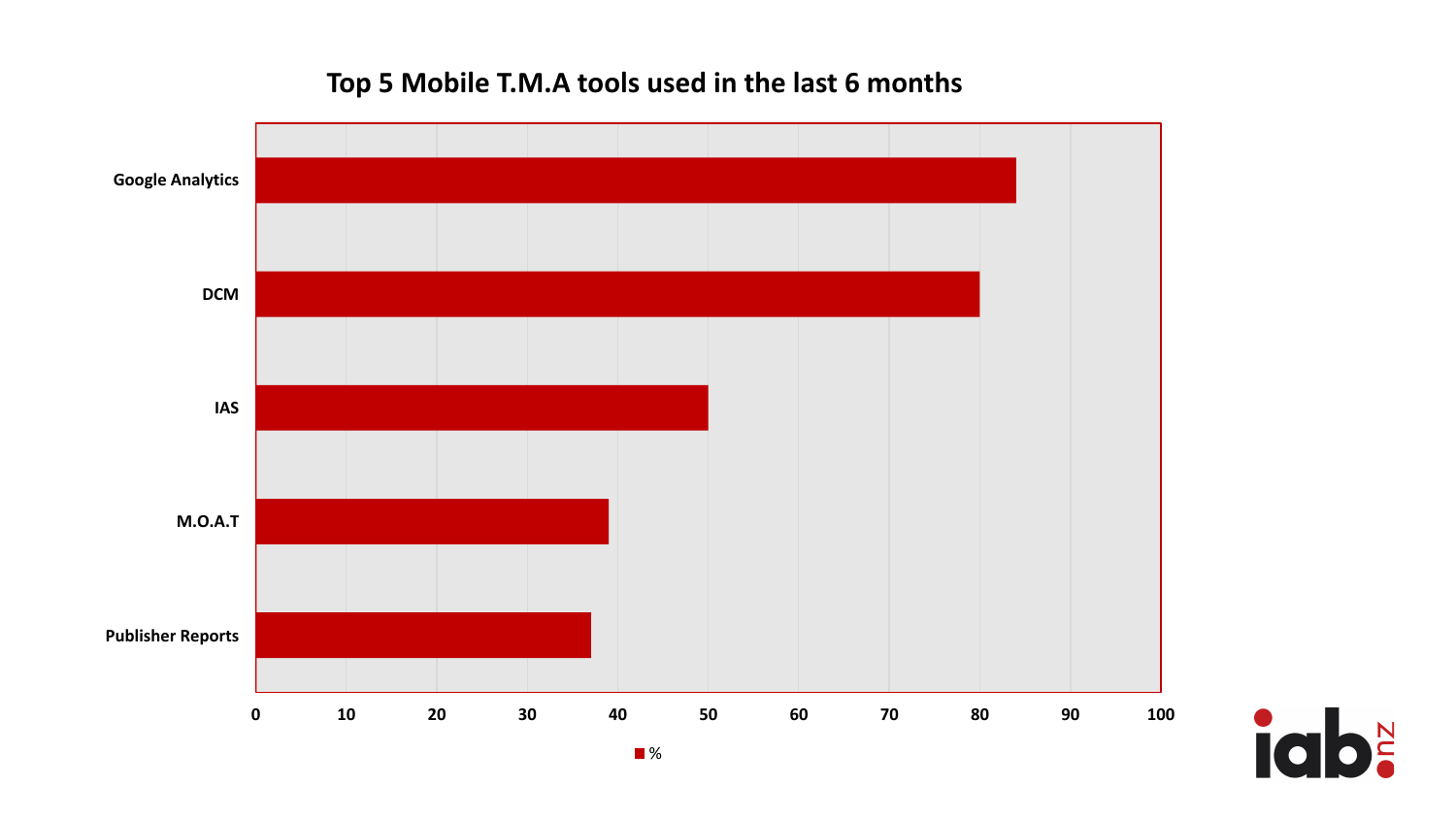## Top 5 Mobile T.M.A tools used in the last 6 months

| Tool | % |
| --- | --- |
| Google Analytics | 84 |
| DCM | 80 |
| IAS | 50 |
| M.O.A.T | 39 |
| Publisher Reports | 37 |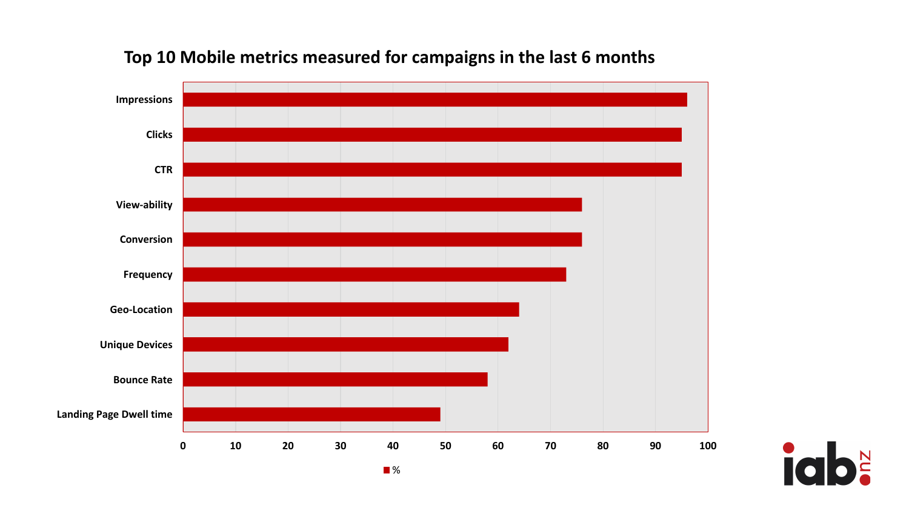## Top 10 Mobile metrics measured for campaigns in the last 6 months

| Metric | % |
|---|---|
| Impressions | 96 |
| Clicks | 95 |
| CTR | 95 |
| View-ability | 76 |
| Conversion | 76 |
| Frequency | 73 |
| Geo-Location | 64 |
| Unique Devices | 62 |
| Bounce Rate | 58 |
| Landing Page Dwell time | 49 |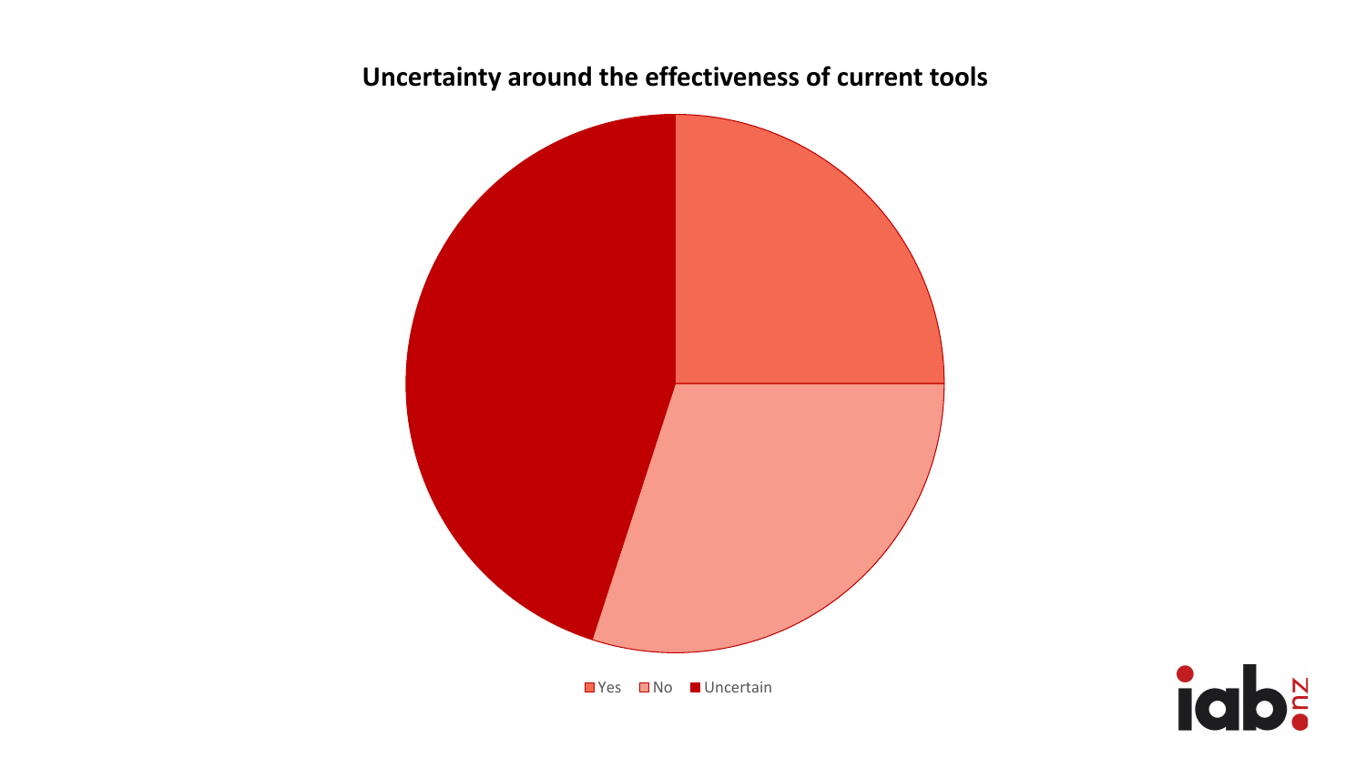## Uncertainty around the effectiveness of current tools

Yes | No | Uncertain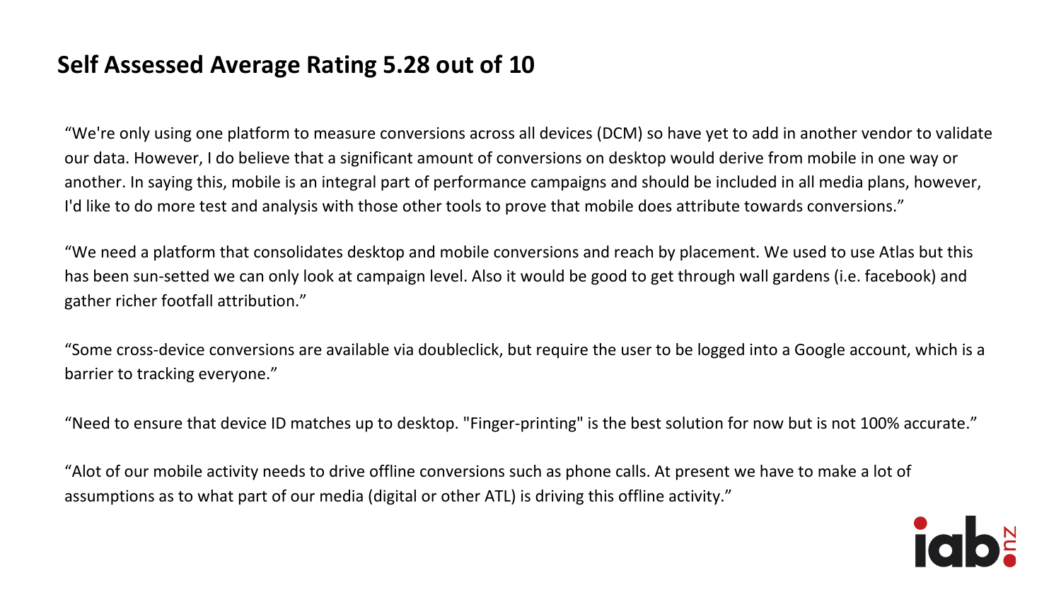## Self Assessed Average Rating 5.28 out of 10

“We're only using one platform to measure conversions across all devices (DCM) so have yet to add in another vendor to validate our data. However, I do believe that a significant amount of conversions on desktop would derive from mobile in one way or another. In saying this, mobile is an integral part of performance campaigns and should be included in all media plans, however, I'd like to do more test and analysis with those other tools to prove that mobile does attribute towards conversions.”

“We need a platform that consolidates desktop and mobile conversions and reach by placement. We used to use Atlas but this has been sun-setted we can only look at campaign level. Also it would be good to get through wall gardens (i.e. facebook) and gather richer footfall attribution.”

“Some cross-device conversions are available via doubleclick, but require the user to be logged into a Google account, which is a barrier to tracking everyone.”

“Need to ensure that device ID matches up to desktop. "Finger-printing" is the best solution for now but is not 100% accurate.”

“Alot of our mobile activity needs to drive offline conversions such as phone calls. At present we have to make a lot of assumptions as to what part of our media (digital or other ATL) is driving this offline activity.”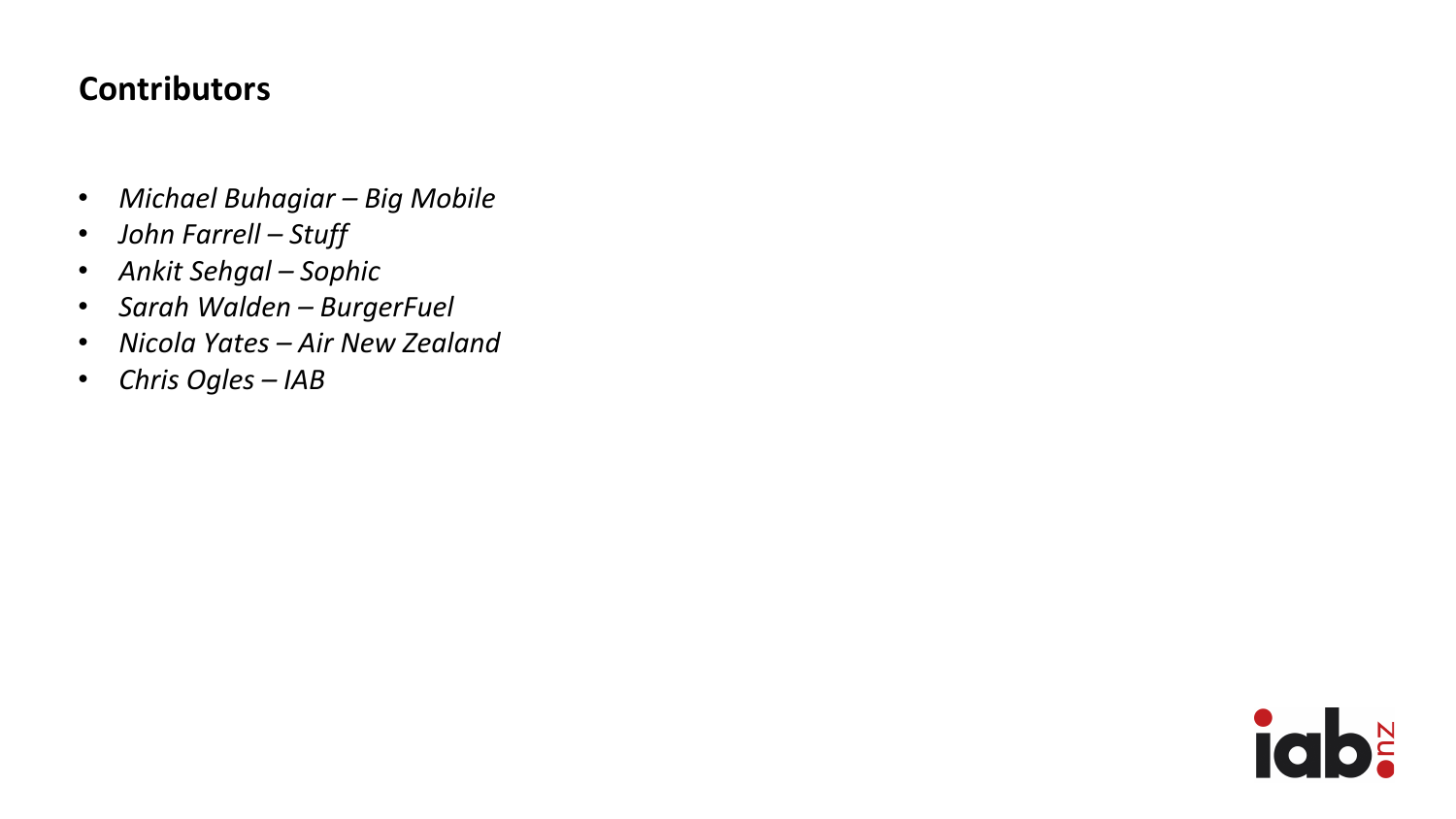## Contributors

- *Michael Buhagiar – Big Mobile*
- *John Farrell – Stuff*
- *Ankit Sehgal – Sophic*
- *Sarah Walden – BurgerFuel*
- *Nicola Yates – Air New Zealand*
- *Chris Ogles – IAB*